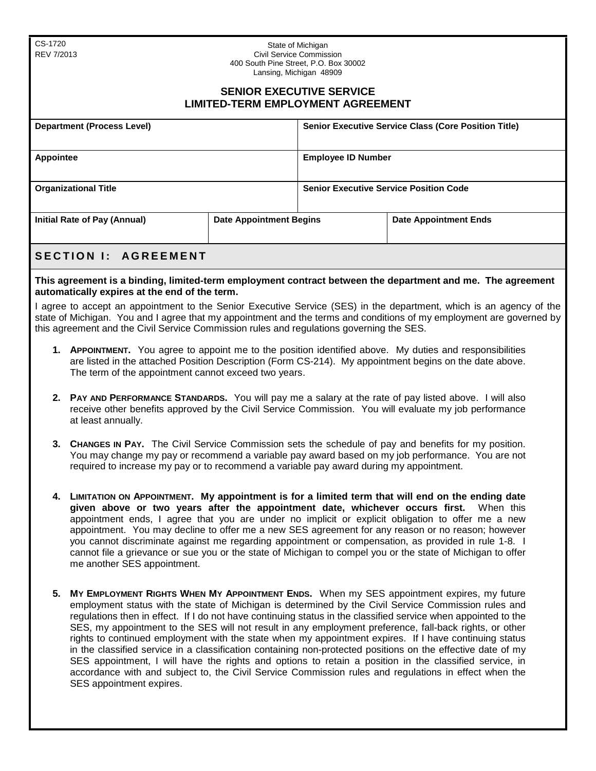CS-1720
REV 7/2013

State of Michigan
Civil Service Commission
400 South Pine Street, P.O. Box 30002
Lansing, Michigan 48909

# SENIOR EXECUTIVE SERVICE LIMITED-TERM EMPLOYMENT AGREEMENT

| Department (Process Level) | | Senior Executive Service Class (Core Position Title) |
|---|---|---|
| **Appointee** | | **Employee ID Number** |
| **Organizational Title** | | **Senior Executive Service Position Code** |
| **Initial Rate of Pay (Annual)** | **Date Appointment Begins** | **Date Appointment Ends** |

## SECTION I: AGREEMENT

**This agreement is a binding, limited-term employment contract between the department and me. The agreement automatically expires at the end of the term.**

I agree to accept an appointment to the Senior Executive Service (SES) in the department, which is an agency of the state of Michigan. You and I agree that my appointment and the terms and conditions of my employment are governed by this agreement and the Civil Service Commission rules and regulations governing the SES.

1. **APPOINTMENT.** You agree to appoint me to the position identified above. My duties and responsibilities are listed in the attached Position Description (Form CS-214). My appointment begins on the date above. The term of the appointment cannot exceed two years.

2. **PAY AND PERFORMANCE STANDARDS.** You will pay me a salary at the rate of pay listed above. I will also receive other benefits approved by the Civil Service Commission. You will evaluate my job performance at least annually.

3. **CHANGES IN PAY.** The Civil Service Commission sets the schedule of pay and benefits for my position. You may change my pay or recommend a variable pay award based on my job performance. You are not required to increase my pay or to recommend a variable pay award during my appointment.

4. **LIMITATION ON APPOINTMENT. My appointment is for a limited term that will end on the ending date given above or two years after the appointment date, whichever occurs first.** When this appointment ends, I agree that you are under no implicit or explicit obligation to offer me a new appointment. You may decline to offer me a new SES agreement for any reason or no reason; however you cannot discriminate against me regarding appointment or compensation, as provided in rule 1-8. I cannot file a grievance or sue you or the state of Michigan to compel you or the state of Michigan to offer me another SES appointment.

5. **MY EMPLOYMENT RIGHTS WHEN MY APPOINTMENT ENDS.** When my SES appointment expires, my future employment status with the state of Michigan is determined by the Civil Service Commission rules and regulations then in effect. If I do not have continuing status in the classified service when appointed to the SES, my appointment to the SES will not result in any employment preference, fall-back rights, or other rights to continued employment with the state when my appointment expires. If I have continuing status in the classified service in a classification containing non-protected positions on the effective date of my SES appointment, I will have the rights and options to retain a position in the classified service, in accordance with and subject to, the Civil Service Commission rules and regulations in effect when the SES appointment expires.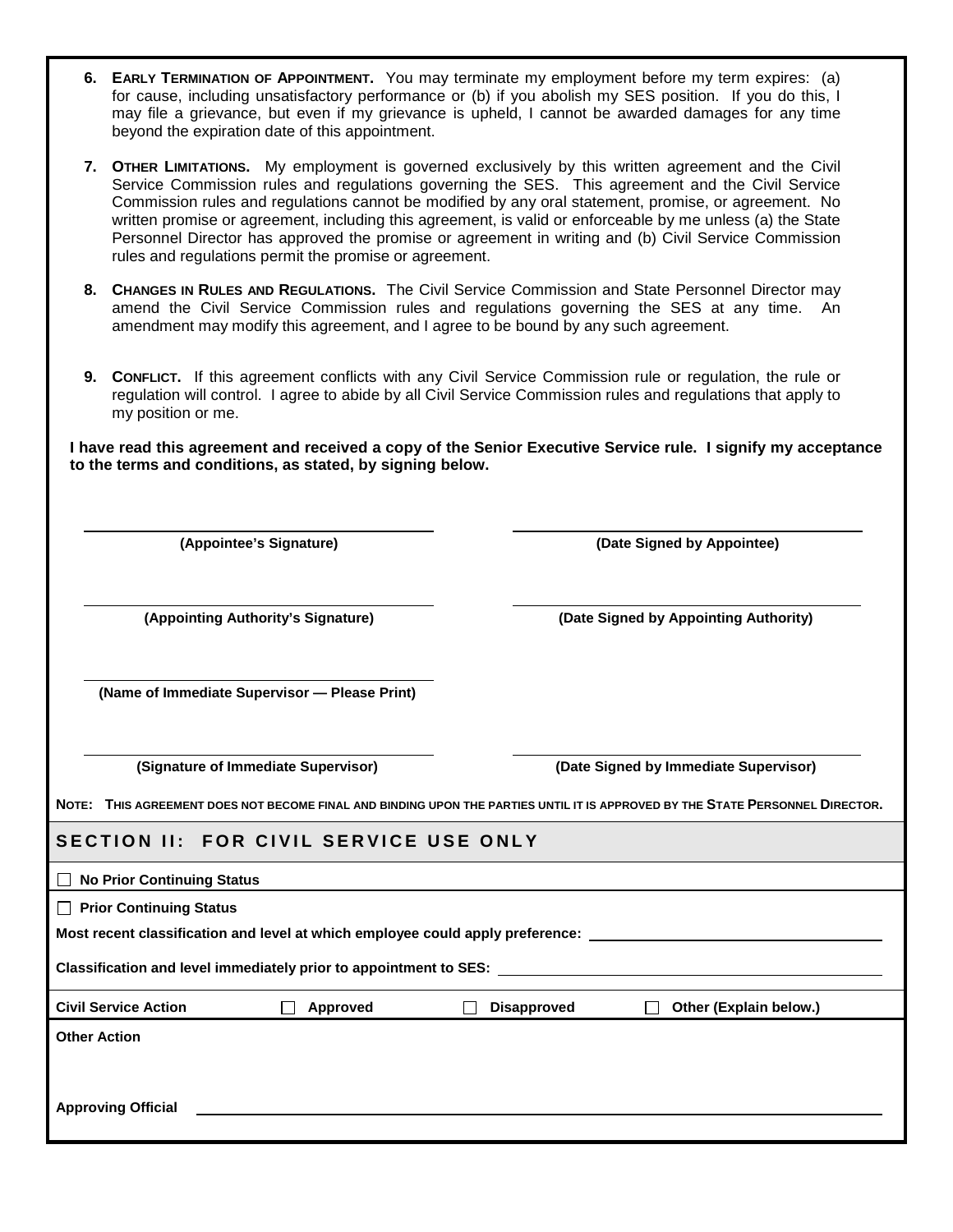6. **Early Termination of Appointment.** You may terminate my employment before my term expires: (a) for cause, including unsatisfactory performance or (b) if you abolish my SES position. If you do this, I may file a grievance, but even if my grievance is upheld, I cannot be awarded damages for any time beyond the expiration date of this appointment.

7. **Other Limitations.** My employment is governed exclusively by this written agreement and the Civil Service Commission rules and regulations governing the SES. This agreement and the Civil Service Commission rules and regulations cannot be modified by any oral statement, promise, or agreement. No written promise or agreement, including this agreement, is valid or enforceable by me unless (a) the State Personnel Director has approved the promise or agreement in writing and (b) Civil Service Commission rules and regulations permit the promise or agreement.

8. **Changes in Rules and Regulations.** The Civil Service Commission and State Personnel Director may amend the Civil Service Commission rules and regulations governing the SES at any time. An amendment may modify this agreement, and I agree to be bound by any such agreement.

9. **Conflict.** If this agreement conflicts with any Civil Service Commission rule or regulation, the rule or regulation will control. I agree to abide by all Civil Service Commission rules and regulations that apply to my position or me.

**I have read this agreement and received a copy of the Senior Executive Service rule. I signify my acceptance to the terms and conditions, as stated, by signing below.**

| | |
|---|---|
| ______________________ | ______________________ |
| **(Appointee's Signature)** | **(Date Signed by Appointee)** |
| ______________________ | ______________________ |
| **(Appointing Authority's Signature)** | **(Date Signed by Appointing Authority)** |
| ______________________ | |
| **(Name of Immediate Supervisor — Please Print)** | |
| ______________________ | ______________________ |
| **(Signature of Immediate Supervisor)** | **(Date Signed by Immediate Supervisor)** |

**Note: This agreement does not become final and binding upon the parties until it is approved by the State Personnel Director.**

## SECTION II: FOR CIVIL SERVICE USE ONLY

☐ **No Prior Continuing Status**

☐ **Prior Continuing Status**

**Most recent classification and level at which employee could apply preference:** ______________________

**Classification and level immediately prior to appointment to SES:** ______________________

**Civil Service Action** ☐ **Approved** ☐ **Disapproved** ☐ **Other (Explain below.)**

**Other Action**

**Approving Official** ______________________